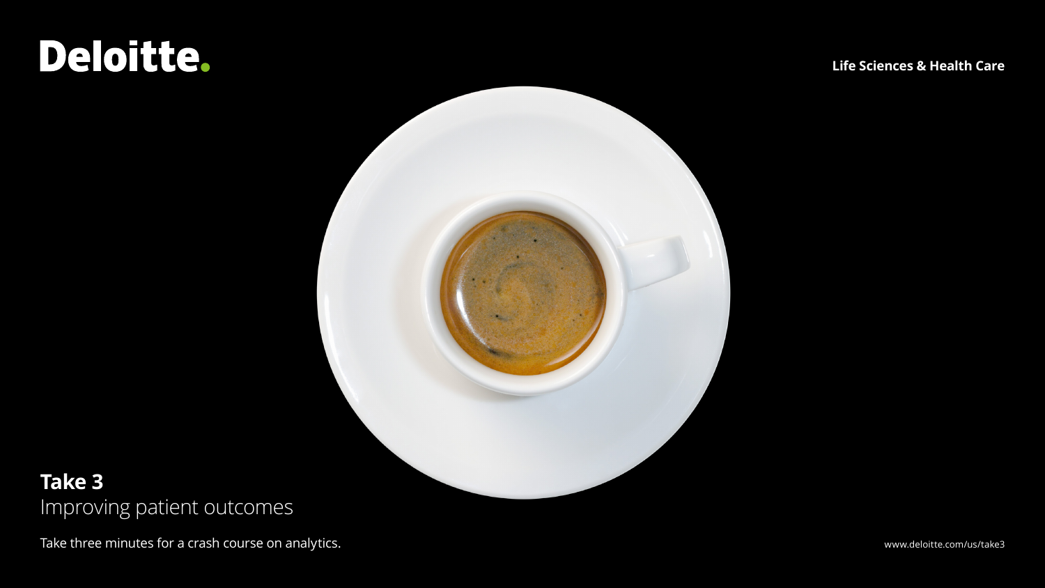Deloitte.

**Life Sciences & Health Care**

# Take 3

## Improving patient outcomes

Take three minutes for a crash course on analytics.

www.deloitte.com/us/take3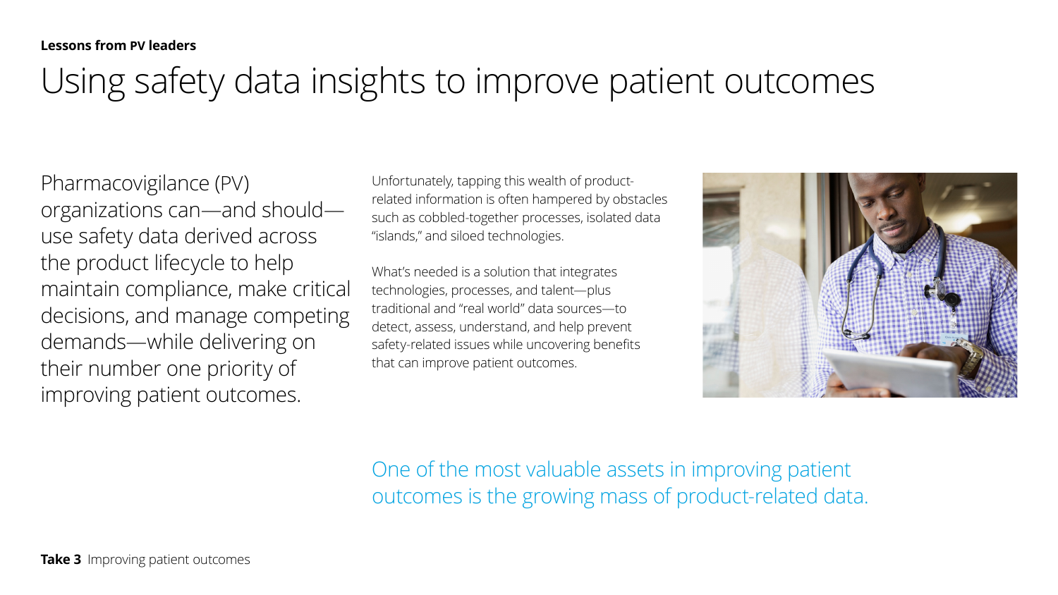**Lessons from PV leaders**

# Using safety data insights to improve patient outcomes

Pharmacovigilance (PV) organizations can—and should—use safety data derived across the product lifecycle to help maintain compliance, make critical decisions, and manage competing demands—while delivering on their number one priority of improving patient outcomes.

Unfortunately, tapping this wealth of product-related information is often hampered by obstacles such as cobbled-together processes, isolated data "islands," and siloed technologies.

What's needed is a solution that integrates technologies, processes, and talent—plus traditional and "real world" data sources—to detect, assess, understand, and help prevent safety-related issues while uncovering benefits that can improve patient outcomes.

One of the most valuable assets in improving patient outcomes is the growing mass of product-related data.

**Take 3** Improving patient outcomes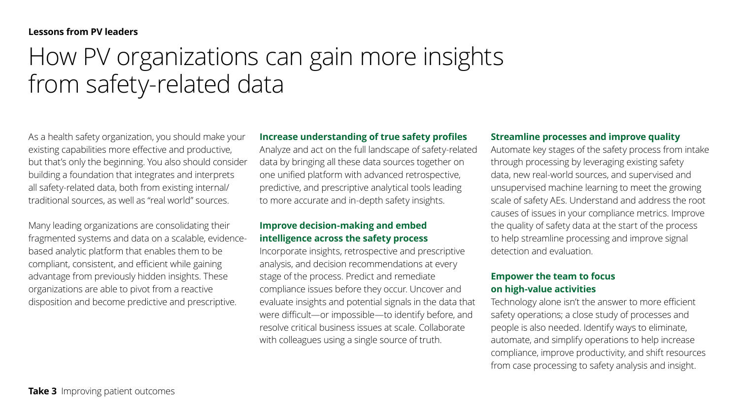**Lessons from PV leaders**

# How PV organizations can gain more insights from safety-related data

As a health safety organization, you should make your existing capabilities more effective and productive, but that's only the beginning. You also should consider building a foundation that integrates and interprets all safety-related data, both from existing internal/traditional sources, as well as "real world" sources.

Many leading organizations are consolidating their fragmented systems and data on a scalable, evidence-based analytic platform that enables them to be compliant, consistent, and efficient while gaining advantage from previously hidden insights. These organizations are able to pivot from a reactive disposition and become predictive and prescriptive.

### Increase understanding of true safety profiles

Analyze and act on the full landscape of safety-related data by bringing all these data sources together on one unified platform with advanced retrospective, predictive, and prescriptive analytical tools leading to more accurate and in-depth safety insights.

### Improve decision-making and embed intelligence across the safety process

Incorporate insights, retrospective and prescriptive analysis, and decision recommendations at every stage of the process. Predict and remediate compliance issues before they occur. Uncover and evaluate insights and potential signals in the data that were difficult—or impossible—to identify before, and resolve critical business issues at scale. Collaborate with colleagues using a single source of truth.

### Streamline processes and improve quality

Automate key stages of the safety process from intake through processing by leveraging existing safety data, new real-world sources, and supervised and unsupervised machine learning to meet the growing scale of safety AEs. Understand and address the root causes of issues in your compliance metrics. Improve the quality of safety data at the start of the process to help streamline processing and improve signal detection and evaluation.

### Empower the team to focus on high-value activities

Technology alone isn't the answer to more efficient safety operations; a close study of processes and people is also needed. Identify ways to eliminate, automate, and simplify operations to help increase compliance, improve productivity, and shift resources from case processing to safety analysis and insight.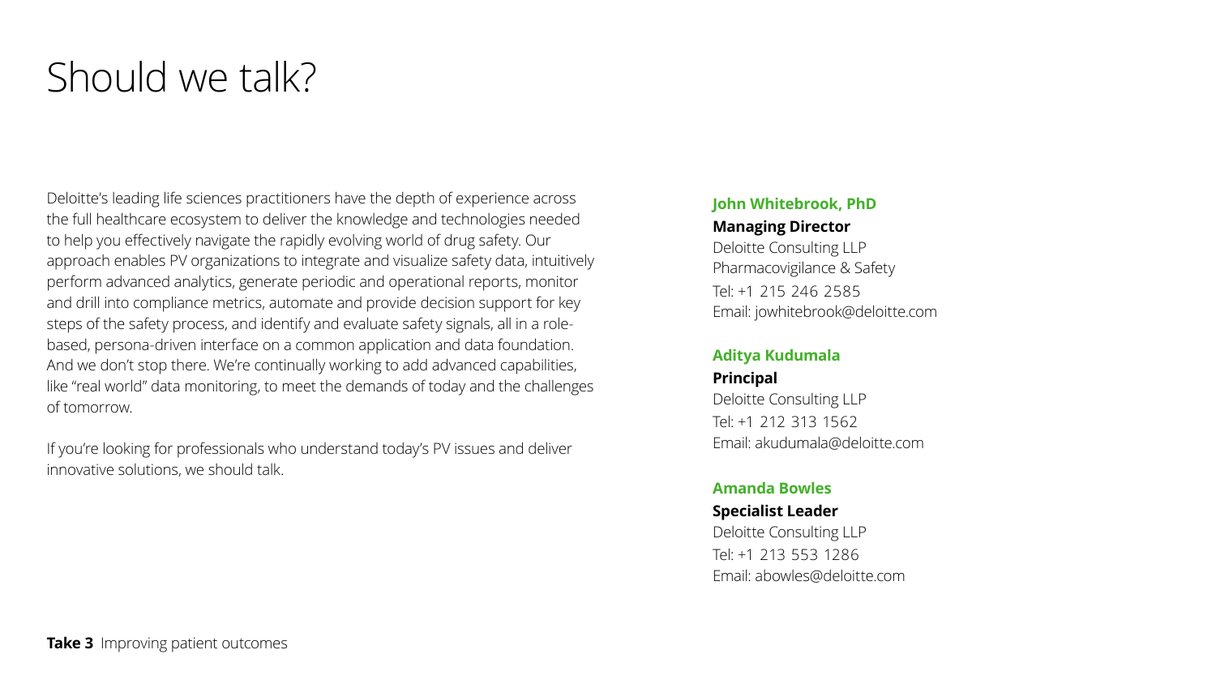# Should we talk?

Deloitte's leading life sciences practitioners have the depth of experience across the full healthcare ecosystem to deliver the knowledge and technologies needed to help you effectively navigate the rapidly evolving world of drug safety. Our approach enables PV organizations to integrate and visualize safety data, intuitively perform advanced analytics, generate periodic and operational reports, monitor and drill into compliance metrics, automate and provide decision support for key steps of the safety process, and identify and evaluate safety signals, all in a role-based, persona-driven interface on a common application and data foundation. And we don't stop there. We're continually working to add advanced capabilities, like "real world" data monitoring, to meet the demands of today and the challenges of tomorrow.

If you're looking for professionals who understand today's PV issues and deliver innovative solutions, we should talk.

**John Whitebrook, PhD**
**Managing Director**
Deloitte Consulting LLP
Pharmacovigilance & Safety
Tel: +1 215 246 2585
Email: jowhitebrook@deloitte.com

**Aditya Kudumala**
**Principal**
Deloitte Consulting LLP
Tel: +1 212 313 1562
Email: akudumala@deloitte.com

**Amanda Bowles**
**Specialist Leader**
Deloitte Consulting LLP
Tel: +1 213 553 1286
Email: abowles@deloitte.com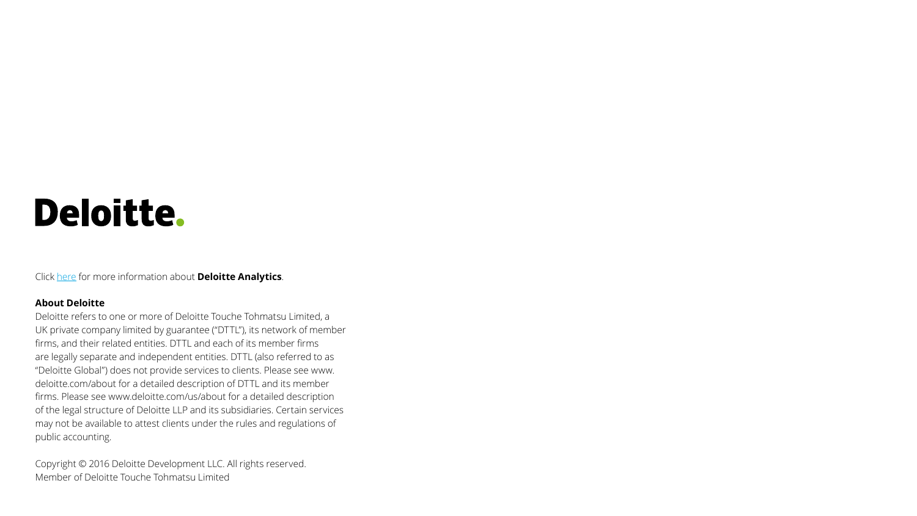Deloitte.

Click here for more information about **Deloitte Analytics**.

**About Deloitte**

Deloitte refers to one or more of Deloitte Touche Tohmatsu Limited, a UK private company limited by guarantee ("DTTL"), its network of member firms, and their related entities. DTTL and each of its member firms are legally separate and independent entities. DTTL (also referred to as "Deloitte Global") does not provide services to clients. Please see www.deloitte.com/about for a detailed description of DTTL and its member firms. Please see www.deloitte.com/us/about for a detailed description of the legal structure of Deloitte LLP and its subsidiaries. Certain services may not be available to attest clients under the rules and regulations of public accounting.

Copyright © 2016 Deloitte Development LLC. All rights reserved.
Member of Deloitte Touche Tohmatsu Limited